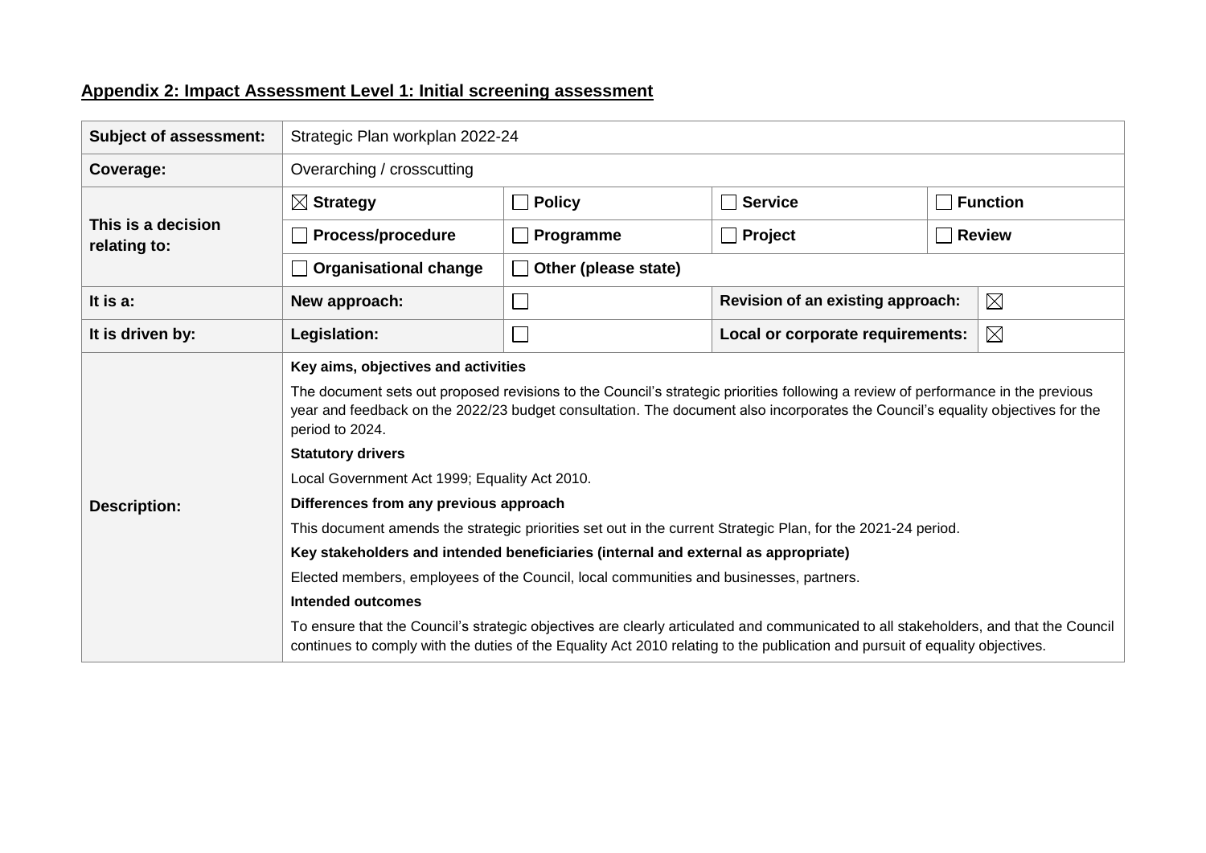## Appendix 2: Impact Assessment Level 1: Initial screening assessment

| **Subject of assessment:** | Strategic Plan workplan 2022-24 | | | | |
|---|---|---|---|---|---|
| **Coverage:** | Overarching / crosscutting | | | | |
| **This is a decision relating to:** | ☒ **Strategy** | ☐ **Policy** | ☐ **Service** | ☐ **Function** | |
| | ☐ **Process/procedure** | ☐ **Programme** | ☐ **Project** | ☐ **Review** | |
| | ☐ **Organisational change** | ☐ **Other (please state)** | | | |
| **It is a:** | **New approach:** | ☐ | **Revision of an existing approach:** | ☒ | |
| **It is driven by:** | **Legislation:** | ☐ | **Local or corporate requirements:** | ☒ | |
| **Description:** | **Key aims, objectives and activities**<br>The document sets out proposed revisions to the Council's strategic priorities following a review of performance in the previous year and feedback on the 2022/23 budget consultation. The document also incorporates the Council's equality objectives for the period to 2024.<br>**Statutory drivers**<br>Local Government Act 1999; Equality Act 2010.<br>**Differences from any previous approach**<br>This document amends the strategic priorities set out in the current Strategic Plan, for the 2021-24 period.<br>**Key stakeholders and intended beneficiaries (internal and external as appropriate)**<br>Elected members, employees of the Council, local communities and businesses, partners.<br>**Intended outcomes**<br>To ensure that the Council's strategic objectives are clearly articulated and communicated to all stakeholders, and that the Council continues to comply with the duties of the Equality Act 2010 relating to the publication and pursuit of equality objectives. | | | | |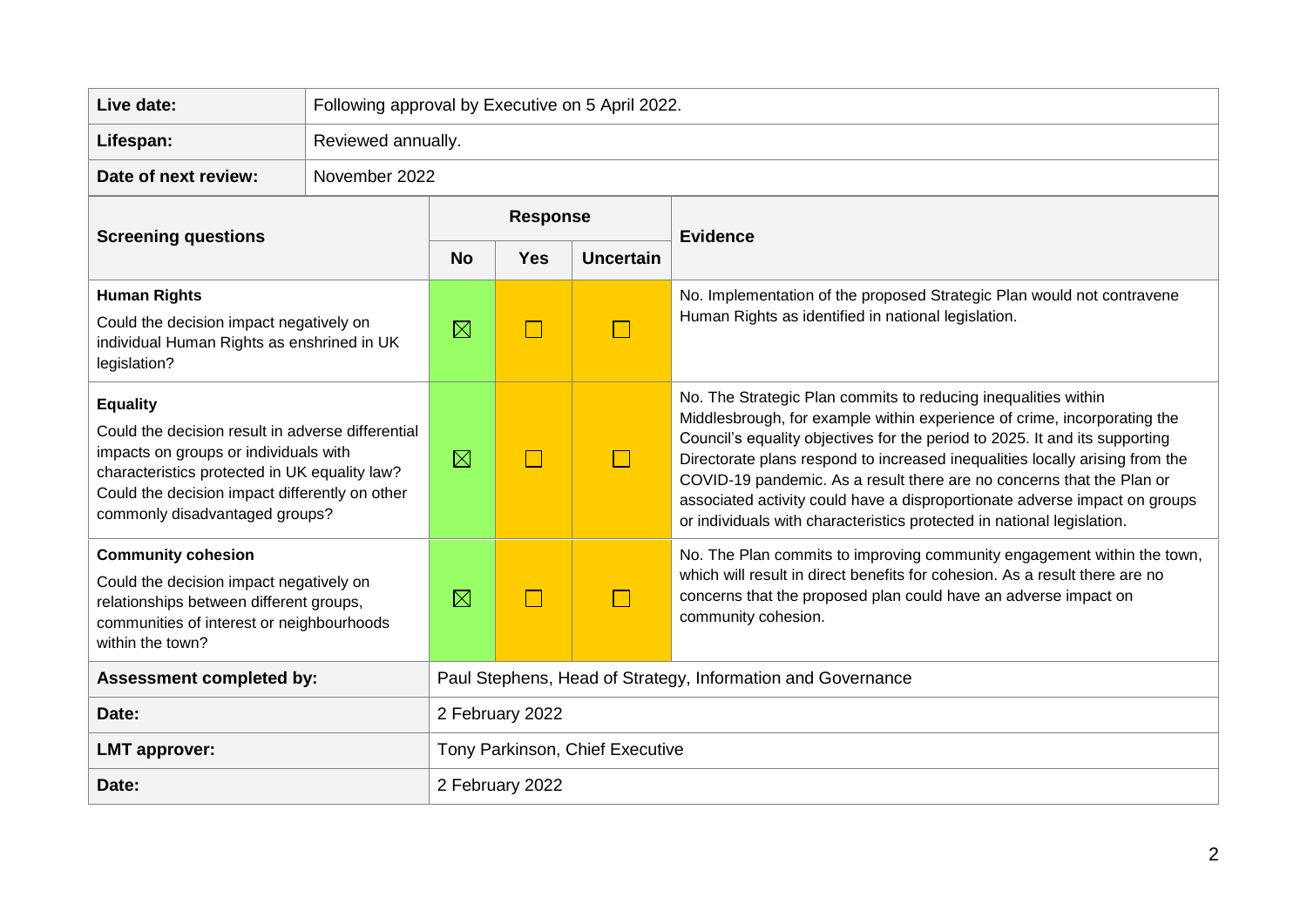| | |
|---|---|
| **Live date:** | Following approval by Executive on 5 April 2022. |
| **Lifespan:** | Reviewed annually. |
| **Date of next review:** | November 2022 |

| **Screening questions** | **Response** | | | **Evidence** |
|---|---|---|---|---|
| | **No** | **Yes** | **Uncertain** | |
| **Human Rights**<br>Could the decision impact negatively on individual Human Rights as enshrined in UK legislation? | ☒ | ☐ | ☐ | No. Implementation of the proposed Strategic Plan would not contravene Human Rights as identified in national legislation. |
| **Equality**<br>Could the decision result in adverse differential impacts on groups or individuals with characteristics protected in UK equality law? Could the decision impact differently on other commonly disadvantaged groups? | ☒ | ☐ | ☐ | No. The Strategic Plan commits to reducing inequalities within Middlesbrough, for example within experience of crime, incorporating the Council's equality objectives for the period to 2025. It and its supporting Directorate plans respond to increased inequalities locally arising from the COVID-19 pandemic. As a result there are no concerns that the Plan or associated activity could have a disproportionate adverse impact on groups or individuals with characteristics protected in national legislation. |
| **Community cohesion**<br>Could the decision impact negatively on relationships between different groups, communities of interest or neighbourhoods within the town? | ☒ | ☐ | ☐ | No. The Plan commits to improving community engagement within the town, which will result in direct benefits for cohesion. As a result there are no concerns that the proposed plan could have an adverse impact on community cohesion. |

| | |
|---|---|
| **Assessment completed by:** | Paul Stephens, Head of Strategy, Information and Governance |
| **Date:** | 2 February 2022 |
| **LMT approver:** | Tony Parkinson, Chief Executive |
| **Date:** | 2 February 2022 |